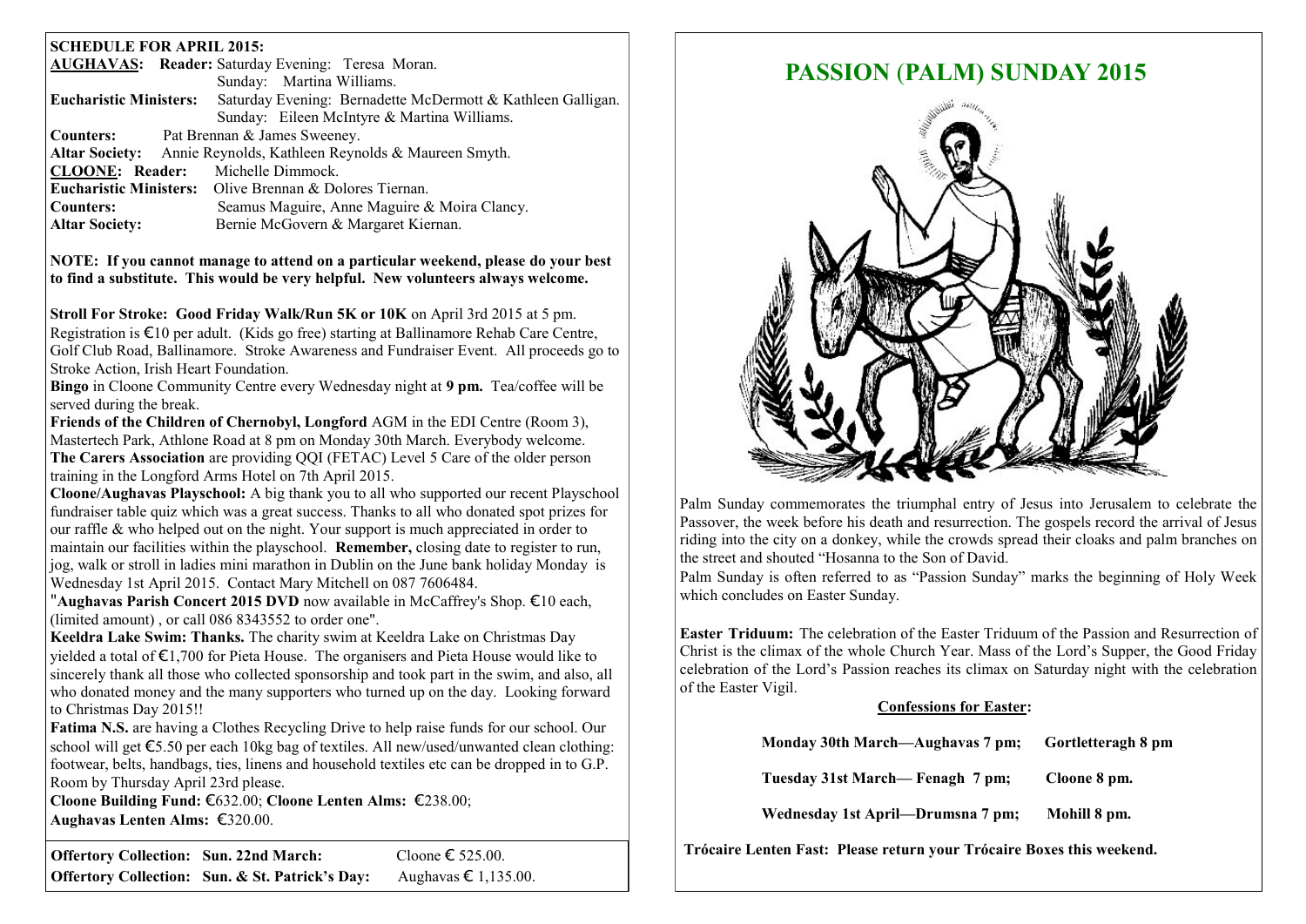**SCHEDULE FOR APRIL 2015:**

**AUGHAVAS: Reader:** Saturday Evening: Teresa Moran.
Sunday: Martina Williams.

**Eucharistic Ministers:** Saturday Evening: Bernadette McDermott & Kathleen Galligan.
Sunday: Eileen McIntyre & Martina Williams.

**Counters:** Pat Brennan & James Sweeney.

**Altar Society:** Annie Reynolds, Kathleen Reynolds & Maureen Smyth.

**CLOONE: Reader:** Michelle Dimmock.

**Eucharistic Ministers:** Olive Brennan & Dolores Tiernan.

**Counters:** Seamus Maguire, Anne Maguire & Moira Clancy.

**Altar Society:** Bernie McGovern & Margaret Kiernan.

**NOTE: If you cannot manage to attend on a particular weekend, please do your best to find a substitute. This would be very helpful. New volunteers always welcome.**

**Stroll For Stroke: Good Friday Walk/Run 5K or 10K** on April 3rd 2015 at 5 pm. Registration is €10 per adult. (Kids go free) starting at Ballinamore Rehab Care Centre, Golf Club Road, Ballinamore. Stroke Awareness and Fundraiser Event. All proceeds go to Stroke Action, Irish Heart Foundation.

**Bingo** in Cloone Community Centre every Wednesday night at **9 pm.** Tea/coffee will be served during the break.

**Friends of the Children of Chernobyl, Longford** AGM in the EDI Centre (Room 3), Mastertech Park, Athlone Road at 8 pm on Monday 30th March. Everybody welcome.

**The Carers Association** are providing QQI (FETAC) Level 5 Care of the older person training in the Longford Arms Hotel on 7th April 2015.

**Cloone/Aughavas Playschool:** A big thank you to all who supported our recent Playschool fundraiser table quiz which was a great success. Thanks to all who donated spot prizes for our raffle & who helped out on the night. Your support is much appreciated in order to maintain our facilities within the playschool. **Remember,** closing date to register to run, jog, walk or stroll in ladies mini marathon in Dublin on the June bank holiday Monday is Wednesday 1st April 2015. Contact Mary Mitchell on 087 7606484.

"**Aughavas Parish Concert 2015 DVD** now available in McCaffrey's Shop. €10 each, (limited amount) , or call 086 8343552 to order one".

**Keeldra Lake Swim: Thanks.** The charity swim at Keeldra Lake on Christmas Day yielded a total of €1,700 for Pieta House. The organisers and Pieta House would like to sincerely thank all those who collected sponsorship and took part in the swim, and also, all who donated money and the many supporters who turned up on the day. Looking forward to Christmas Day 2015!!

**Fatima N.S.** are having a Clothes Recycling Drive to help raise funds for our school. Our school will get €5.50 per each 10kg bag of textiles. All new/used/unwanted clean clothing: footwear, belts, handbags, ties, linens and household textiles etc can be dropped in to G.P. Room by Thursday April 23rd please.

**Cloone Building Fund:** €632.00; **Cloone Lenten Alms:** €238.00;
**Aughavas Lenten Alms:** €320.00.

| | |
|---|---|
| **Offertory Collection: Sun. 22nd March:** | Cloone € 525.00. |
| **Offertory Collection: Sun. & St. Patrick's Day:** | Aughavas € 1,135.00. |

# PASSION (PALM) SUNDAY 2015

Palm Sunday commemorates the triumphal entry of Jesus into Jerusalem to celebrate the Passover, the week before his death and resurrection. The gospels record the arrival of Jesus riding into the city on a donkey, while the crowds spread their cloaks and palm branches on the street and shouted "Hosanna to the Son of David.

Palm Sunday is often referred to as "Passion Sunday" marks the beginning of Holy Week which concludes on Easter Sunday.

**Easter Triduum:** The celebration of the Easter Triduum of the Passion and Resurrection of Christ is the climax of the whole Church Year. Mass of the Lord's Supper, the Good Friday celebration of the Lord's Passion reaches its climax on Saturday night with the celebration of the Easter Vigil.

**Confessions for Easter:**

**Monday 30th March—Aughavas 7 pm; Gortletteragh 8 pm**

**Tuesday 31st March— Fenagh 7 pm; Cloone 8 pm.**

**Wednesday 1st April—Drumsna 7 pm; Mohill 8 pm.**

**Trócaire Lenten Fast: Please return your Trócaire Boxes this weekend.**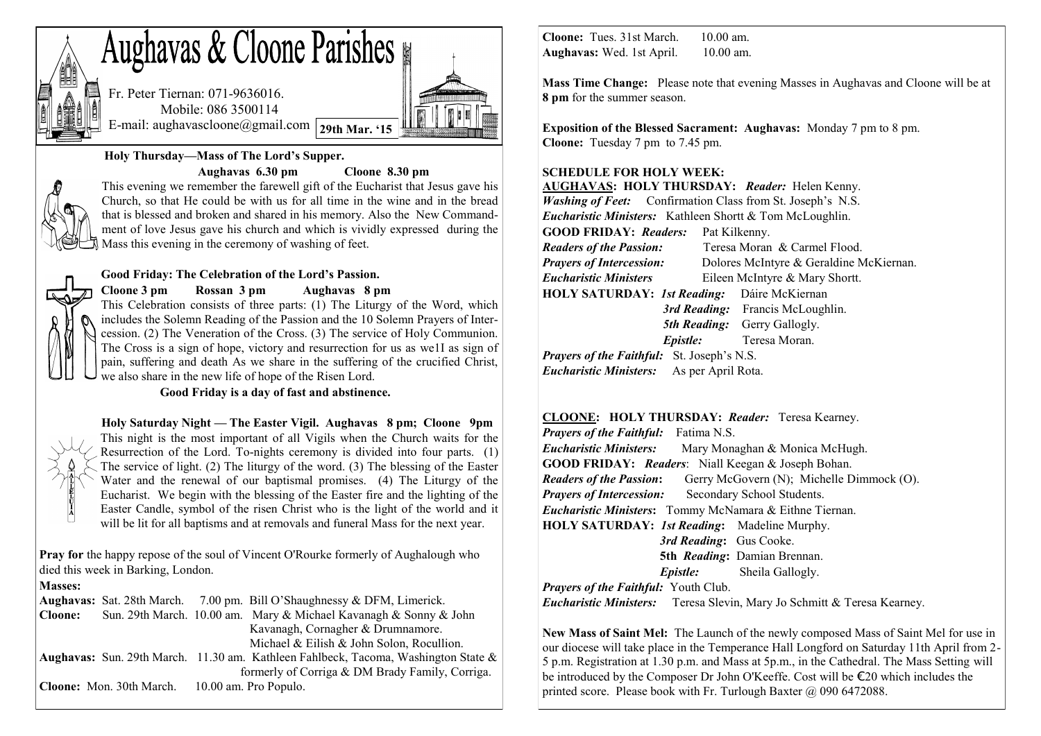# Aughavas & Cloone Parishes

Fr. Peter Tiernan: 071-9636016.
Mobile: 086 3500114
E-mail: aughavascloone@gmail.com

**29th Mar. '15**

**Holy Thursday—Mass of The Lord's Supper.**

**Aughavas 6.30 pm Cloone 8.30 pm**

This evening we remember the farewell gift of the Eucharist that Jesus gave his Church, so that He could be with us for all time in the wine and in the bread that is blessed and broken and shared in his memory. Also the New Commandment of love Jesus gave his church and which is vividly expressed during the Mass this evening in the ceremony of washing of feet.

**Good Friday: The Celebration of the Lord's Passion.**

**Cloone 3 pm Rossan 3 pm Aughavas 8 pm**

This Celebration consists of three parts: (1) The Liturgy of the Word, which includes the Solemn Reading of the Passion and the 10 Solemn Prayers of Intercession. (2) The Veneration of the Cross. (3) The service of Holy Communion. The Cross is a sign of hope, victory and resurrection for us as we1l as sign of pain, suffering and death As we share in the suffering of the crucified Christ, we also share in the new life of hope of the Risen Lord.

**Good Friday is a day of fast and abstinence.**

**Holy Saturday Night — The Easter Vigil. Aughavas 8 pm; Cloone 9pm**

This night is the most important of all Vigils when the Church waits for the Resurrection of the Lord. To-nights ceremony is divided into four parts. (1) The service of light. (2) The liturgy of the word. (3) The blessing of the Easter Water and the renewal of our baptismal promises. (4) The Liturgy of the Eucharist. We begin with the blessing of the Easter fire and the lighting of the Easter Candle, symbol of the risen Christ who is the light of the world and it will be lit for all baptisms and at removals and funeral Mass for the next year.

**Pray for** the happy repose of the soul of Vincent O'Rourke formerly of Aughalough who died this week in Barking, London.

**Masses:**

**Aughavas:** Sat. 28th March. 7.00 pm. Bill O'Shaughnessy & DFM, Limerick.
**Cloone:** Sun. 29th March. 10.00 am. Mary & Michael Kavanagh & Sonny & John Kavanagh, Cornagher & Drumnamore. Michael & Eilish & John Solon, Rocullion.
**Aughavas:** Sun. 29th March. 11.30 am. Kathleen Fahlbeck, Tacoma, Washington State & formerly of Corriga & DM Brady Family, Corriga.
**Cloone:** Mon. 30th March. 10.00 am. Pro Populo.
**Cloone:** Tues. 31st March. 10.00 am.
**Aughavas:** Wed. 1st April. 10.00 am.

**Mass Time Change:** Please note that evening Masses in Aughavas and Cloone will be at **8 pm** for the summer season.

**Exposition of the Blessed Sacrament: Aughavas:** Monday 7 pm to 8 pm. **Cloone:** Tuesday 7 pm to 7.45 pm.

**SCHEDULE FOR HOLY WEEK:**

**AUGHAVAS: HOLY THURSDAY:** ***Reader:*** Helen Kenny.
***Washing of Feet:*** Confirmation Class from St. Joseph's N.S.
***Eucharistic Ministers:*** Kathleen Shortt & Tom McLoughlin.
**GOOD FRIDAY:** ***Readers:*** Pat Kilkenny.
***Readers of the Passion:*** Teresa Moran & Carmel Flood.
***Prayers of Intercession:*** Dolores McIntyre & Geraldine McKiernan.
***Eucharistic Ministers*** Eileen McIntyre & Mary Shortt.
**HOLY SATURDAY:** ***1st Reading:*** Dáire McKiernan
***3rd Reading:*** Francis McLoughlin.
***5th Reading:*** Gerry Gallogly.
***Epistle:*** Teresa Moran.
***Prayers of the Faithful:*** St. Joseph's N.S.
***Eucharistic Ministers:*** As per April Rota.

**CLOONE: HOLY THURSDAY:** ***Reader:*** Teresa Kearney.
***Prayers of the Faithful:*** Fatima N.S.
***Eucharistic Ministers:*** Mary Monaghan & Monica McHugh.
**GOOD FRIDAY:** ***Readers***: Niall Keegan & Joseph Bohan.
***Readers of the Passion*:** Gerry McGovern (N); Michelle Dimmock (O).
***Prayers of Intercession:*** Secondary School Students.
***Eucharistic Ministers*:** Tommy McNamara & Eithne Tiernan.
**HOLY SATURDAY:** ***1st Reading*:** Madeline Murphy.
***3rd Reading*:** Gus Cooke.
**5th** ***Reading*:** Damian Brennan.
***Epistle:*** Sheila Gallogly.
***Prayers of the Faithful:*** Youth Club.
***Eucharistic Ministers:*** Teresa Slevin, Mary Jo Schmitt & Teresa Kearney.

**New Mass of Saint Mel:** The Launch of the newly composed Mass of Saint Mel for use in our diocese will take place in the Temperance Hall Longford on Saturday 11th April from 2-5 p.m. Registration at 1.30 p.m. and Mass at 5p.m., in the Cathedral. The Mass Setting will be introduced by the Composer Dr John O'Keeffe. Cost will be €20 which includes the printed score. Please book with Fr. Turlough Baxter @ 090 6472088.